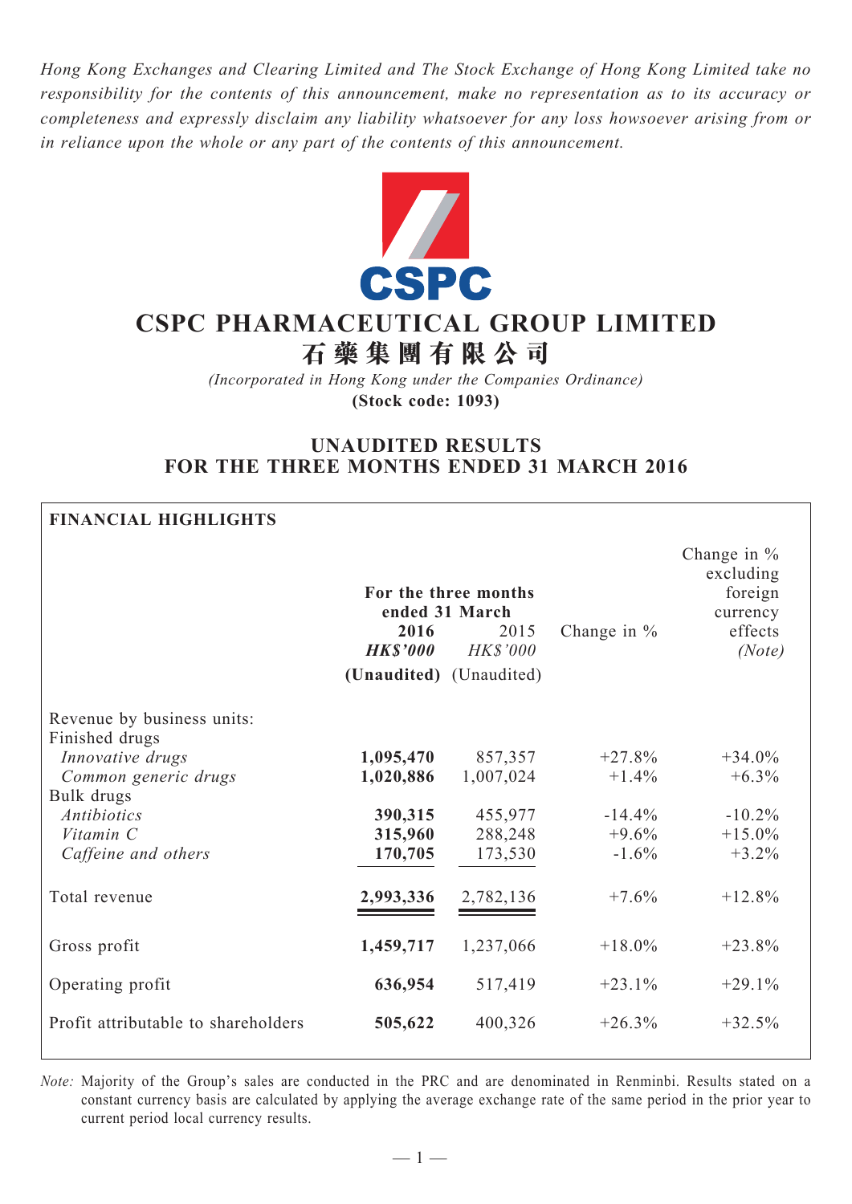*Hong Kong Exchanges and Clearing Limited and The Stock Exchange of Hong Kong Limited take no responsibility for the contents of this announcement, make no representation as to its accuracy or completeness and expressly disclaim any liability whatsoever for any loss howsoever arising from or in reliance upon the whole or any part of the contents of this announcement.*

# CSPC PHARMACEUTICAL GROUP LIMITED
# 石藥集團有限公司

*(Incorporated in Hong Kong under the Companies Ordinance)*
**(Stock code: 1093)**

## UNAUDITED RESULTS FOR THE THREE MONTHS ENDED 31 MARCH 2016

**FINANCIAL HIGHLIGHTS**

| | For the three months ended 31 March | | Change in % | Change in % excluding foreign currency effects |
|---|---|---|---|---|
| | **2016** | 2015 | | |
| | ***HK$'000*** | *HK$'000* | | *(Note)* |
| | **(Unaudited)** | (Unaudited) | | |
| Revenue by business units: | | | | |
| Finished drugs | | | | |
| *Innovative drugs* | **1,095,470** | 857,357 | +27.8% | +34.0% |
| *Common generic drugs* | **1,020,886** | 1,007,024 | +1.4% | +6.3% |
| Bulk drugs | | | | |
| *Antibiotics* | **390,315** | 455,977 | -14.4% | -10.2% |
| *Vitamin C* | **315,960** | 288,248 | +9.6% | +15.0% |
| *Caffeine and others* | **170,705** | 173,530 | -1.6% | +3.2% |
| Total revenue | **2,993,336** | 2,782,136 | +7.6% | +12.8% |
| Gross profit | **1,459,717** | 1,237,066 | +18.0% | +23.8% |
| Operating profit | **636,954** | 517,419 | +23.1% | +29.1% |
| Profit attributable to shareholders | **505,622** | 400,326 | +26.3% | +32.5% |

*Note:* Majority of the Group's sales are conducted in the PRC and are denominated in Renminbi. Results stated on a constant currency basis are calculated by applying the average exchange rate of the same period in the prior year to current period local currency results.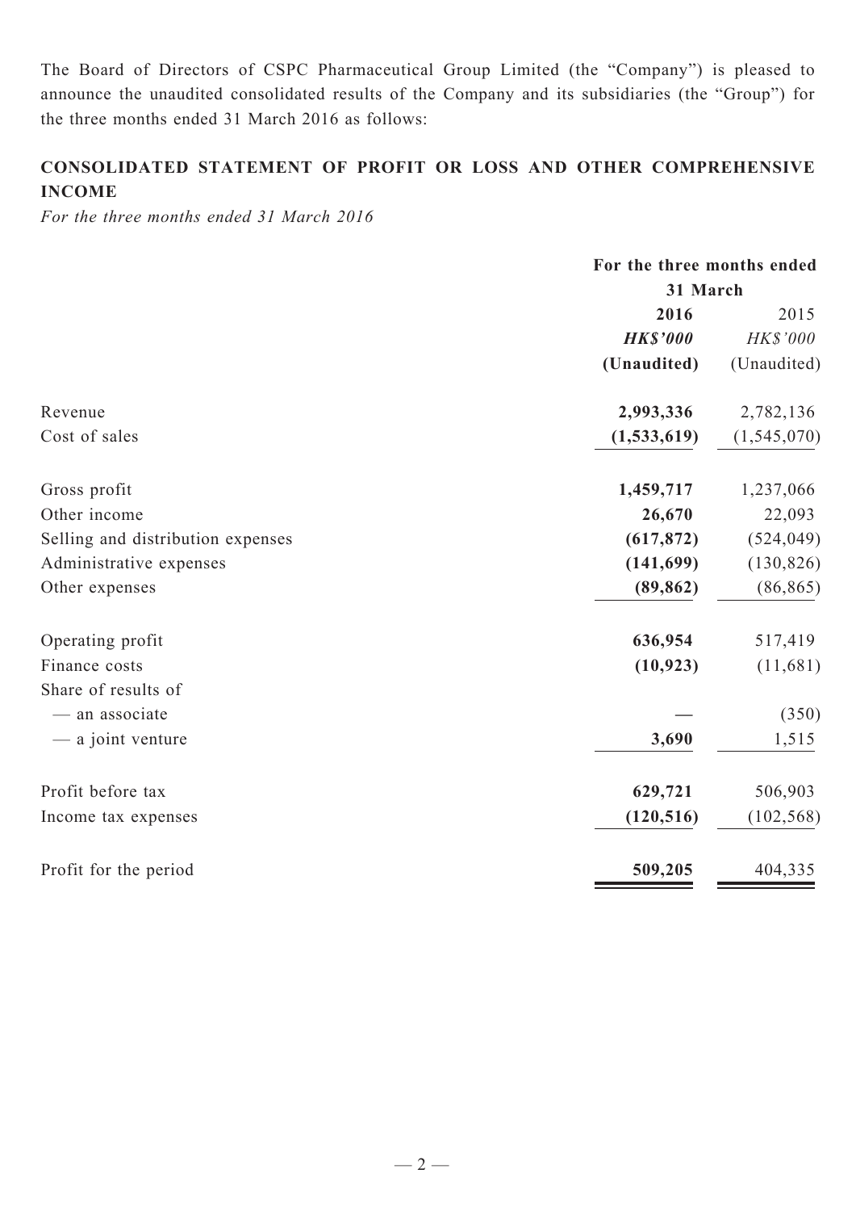The Board of Directors of CSPC Pharmaceutical Group Limited (the "Company") is pleased to announce the unaudited consolidated results of the Company and its subsidiaries (the "Group") for the three months ended 31 March 2016 as follows:

## CONSOLIDATED STATEMENT OF PROFIT OR LOSS AND OTHER COMPREHENSIVE INCOME

*For the three months ended 31 March 2016*

| | For the three months ended 31 March | |
|---|---|---|
| | **2016** | 2015 |
| | ***HK$'000*** | *HK$'000* |
| | **(Unaudited)** | (Unaudited) |
| Revenue | **2,993,336** | 2,782,136 |
| Cost of sales | **(1,533,619)** | (1,545,070) |
| Gross profit | **1,459,717** | 1,237,066 |
| Other income | **26,670** | 22,093 |
| Selling and distribution expenses | **(617,872)** | (524,049) |
| Administrative expenses | **(141,699)** | (130,826) |
| Other expenses | **(89,862)** | (86,865) |
| Operating profit | **636,954** | 517,419 |
| Finance costs | **(10,923)** | (11,681) |
| Share of results of | | |
| — an associate | **—** | (350) |
| — a joint venture | **3,690** | 1,515 |
| Profit before tax | **629,721** | 506,903 |
| Income tax expenses | **(120,516)** | (102,568) |
| Profit for the period | **509,205** | 404,335 |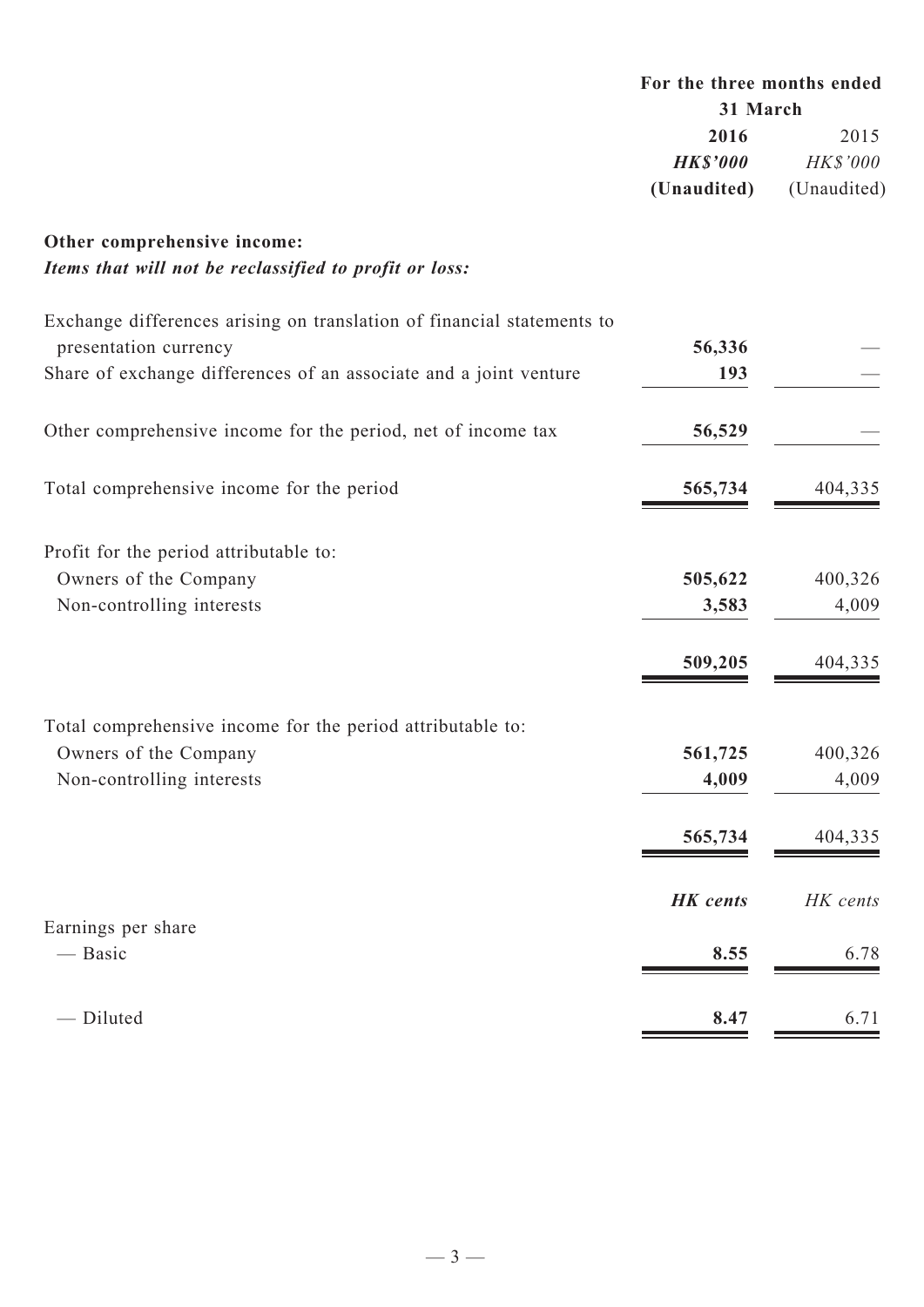| | For the three months ended 31 March | |
|---|---|---|
| | **2016** | 2015 |
| | ***HK$'000*** | *HK$'000* |
| | **(Unaudited)** | (Unaudited) |
| **Other comprehensive income:** | | |
| ***Items that will not be reclassified to profit or loss:*** | | |
| Exchange differences arising on translation of financial statements to presentation currency | **56,336** | — |
| Share of exchange differences of an associate and a joint venture | **193** | — |
| Other comprehensive income for the period, net of income tax | **56,529** | — |
| Total comprehensive income for the period | **565,734** | 404,335 |
| Profit for the period attributable to: | | |
| Owners of the Company | **505,622** | 400,326 |
| Non-controlling interests | **3,583** | 4,009 |
| | **509,205** | 404,335 |
| Total comprehensive income for the period attributable to: | | |
| Owners of the Company | **561,725** | 400,326 |
| Non-controlling interests | **4,009** | 4,009 |
| | **565,734** | 404,335 |
| | ***HK cents*** | *HK cents* |
| Earnings per share | | |
| — Basic | **8.55** | 6.78 |
| — Diluted | **8.47** | 6.71 |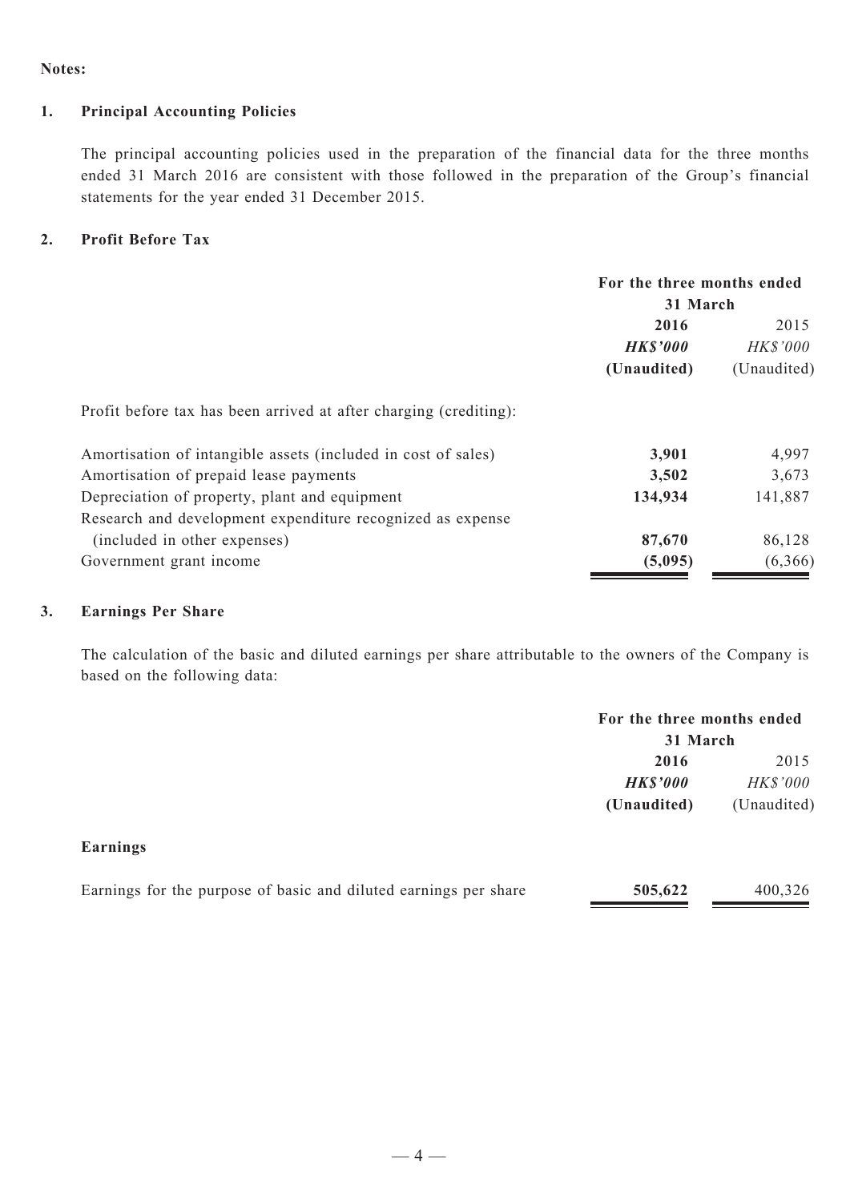**Notes:**

**1. Principal Accounting Policies**

The principal accounting policies used in the preparation of the financial data for the three months ended 31 March 2016 are consistent with those followed in the preparation of the Group's financial statements for the year ended 31 December 2015.

**2. Profit Before Tax**

| | For the three months ended 31 March | |
|---|---|---|
| | **2016** | 2015 |
| | ***HK$'000*** | *HK$'000* |
| | **(Unaudited)** | (Unaudited) |
| Profit before tax has been arrived at after charging (crediting): | | |
| Amortisation of intangible assets (included in cost of sales) | **3,901** | 4,997 |
| Amortisation of prepaid lease payments | **3,502** | 3,673 |
| Depreciation of property, plant and equipment | **134,934** | 141,887 |
| Research and development expenditure recognized as expense (included in other expenses) | **87,670** | 86,128 |
| Government grant income | **(5,095)** | (6,366) |

**3. Earnings Per Share**

The calculation of the basic and diluted earnings per share attributable to the owners of the Company is based on the following data:

| | For the three months ended 31 March | |
|---|---|---|
| | **2016** | 2015 |
| | ***HK$'000*** | *HK$'000* |
| | **(Unaudited)** | (Unaudited) |
| **Earnings** | | |
| Earnings for the purpose of basic and diluted earnings per share | **505,622** | 400,326 |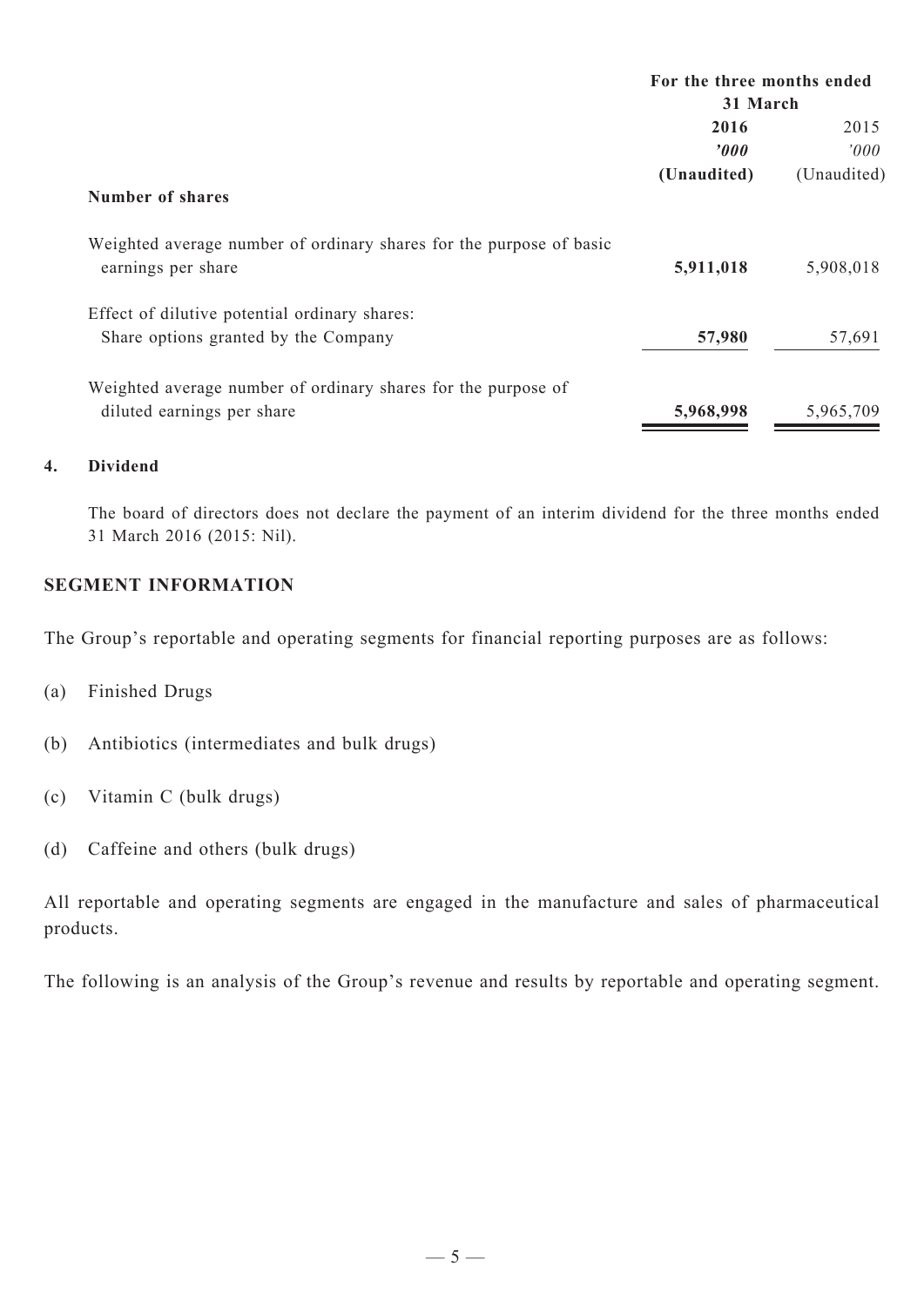| | For the three months ended 31 March | |
|---|---|---|
| | **2016** | 2015 |
| | ***'000*** | *'000* |
| | **(Unaudited)** | (Unaudited) |
| **Number of shares** | | |
| Weighted average number of ordinary shares for the purpose of basic earnings per share | **5,911,018** | 5,908,018 |
| Effect of dilutive potential ordinary shares: Share options granted by the Company | **57,980** | 57,691 |
| Weighted average number of ordinary shares for the purpose of diluted earnings per share | **5,968,998** | 5,965,709 |

**4. Dividend**

The board of directors does not declare the payment of an interim dividend for the three months ended 31 March 2016 (2015: Nil).

## SEGMENT INFORMATION

The Group's reportable and operating segments for financial reporting purposes are as follows:

(a) Finished Drugs

(b) Antibiotics (intermediates and bulk drugs)

(c) Vitamin C (bulk drugs)

(d) Caffeine and others (bulk drugs)

All reportable and operating segments are engaged in the manufacture and sales of pharmaceutical products.

The following is an analysis of the Group's revenue and results by reportable and operating segment.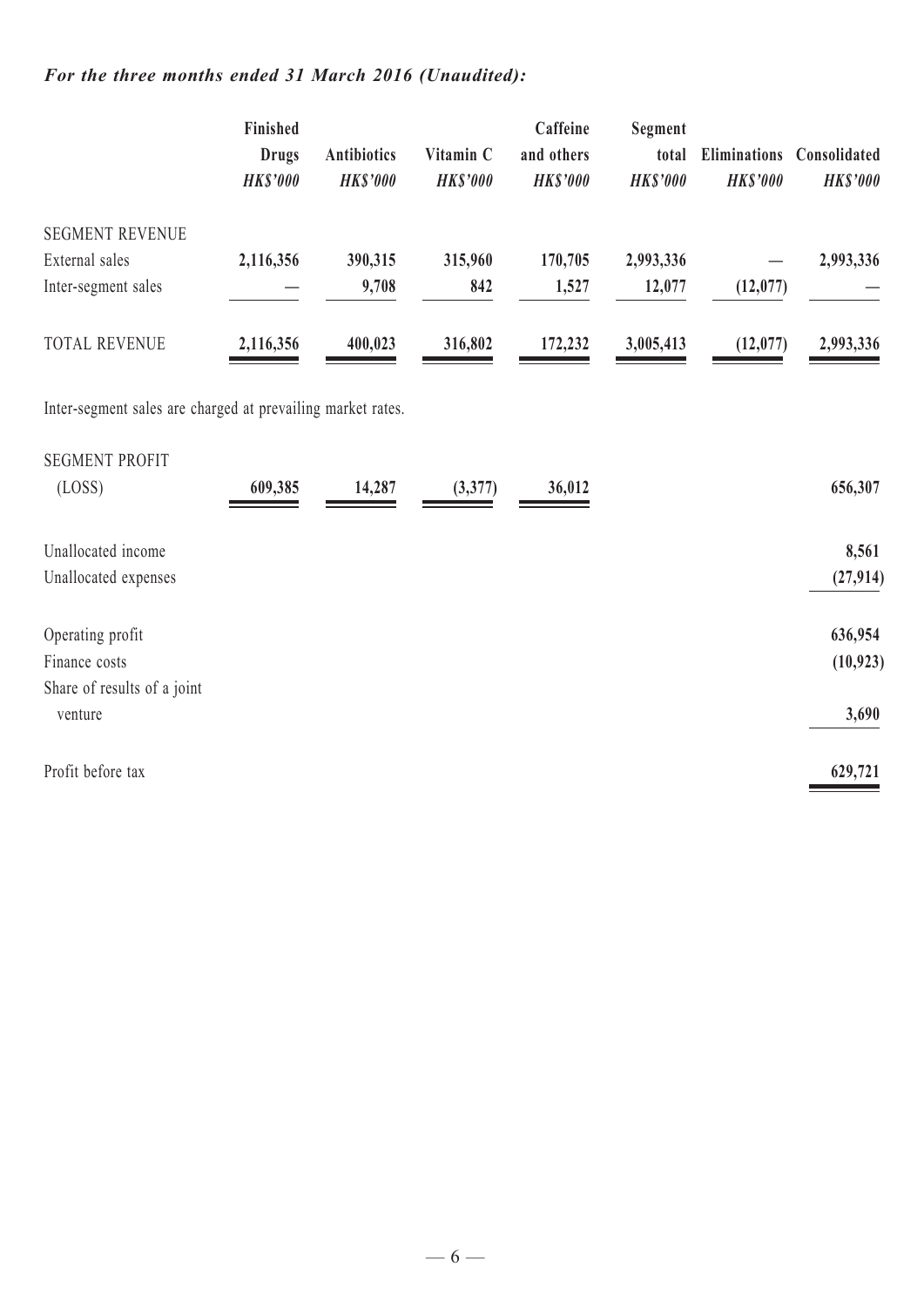***For the three months ended 31 March 2016 (Unaudited):***

| | Finished Drugs *HK$'000* | Antibiotics *HK$'000* | Vitamin C *HK$'000* | Caffeine and others *HK$'000* | Segment total *HK$'000* | Eliminations *HK$'000* | Consolidated *HK$'000* |
|---|---|---|---|---|---|---|---|
| SEGMENT REVENUE | | | | | | | |
| External sales | **2,116,356** | **390,315** | **315,960** | **170,705** | **2,993,336** | **—** | **2,993,336** |
| Inter-segment sales | **—** | **9,708** | **842** | **1,527** | **12,077** | **(12,077)** | **—** |
| TOTAL REVENUE | **2,116,356** | **400,023** | **316,802** | **172,232** | **3,005,413** | **(12,077)** | **2,993,336** |

Inter-segment sales are charged at prevailing market rates.

| | Finished Drugs *HK$'000* | Antibiotics *HK$'000* | Vitamin C *HK$'000* | Caffeine and others *HK$'000* | Segment total *HK$'000* | Eliminations *HK$'000* | Consolidated *HK$'000* |
|---|---|---|---|---|---|---|---|
| SEGMENT PROFIT (LOSS) | **609,385** | **14,287** | **(3,377)** | **36,012** | | | **656,307** |
| Unallocated income | | | | | | | **8,561** |
| Unallocated expenses | | | | | | | **(27,914)** |
| Operating profit | | | | | | | **636,954** |
| Finance costs | | | | | | | **(10,923)** |
| Share of results of a joint venture | | | | | | | **3,690** |
| Profit before tax | | | | | | | **629,721** |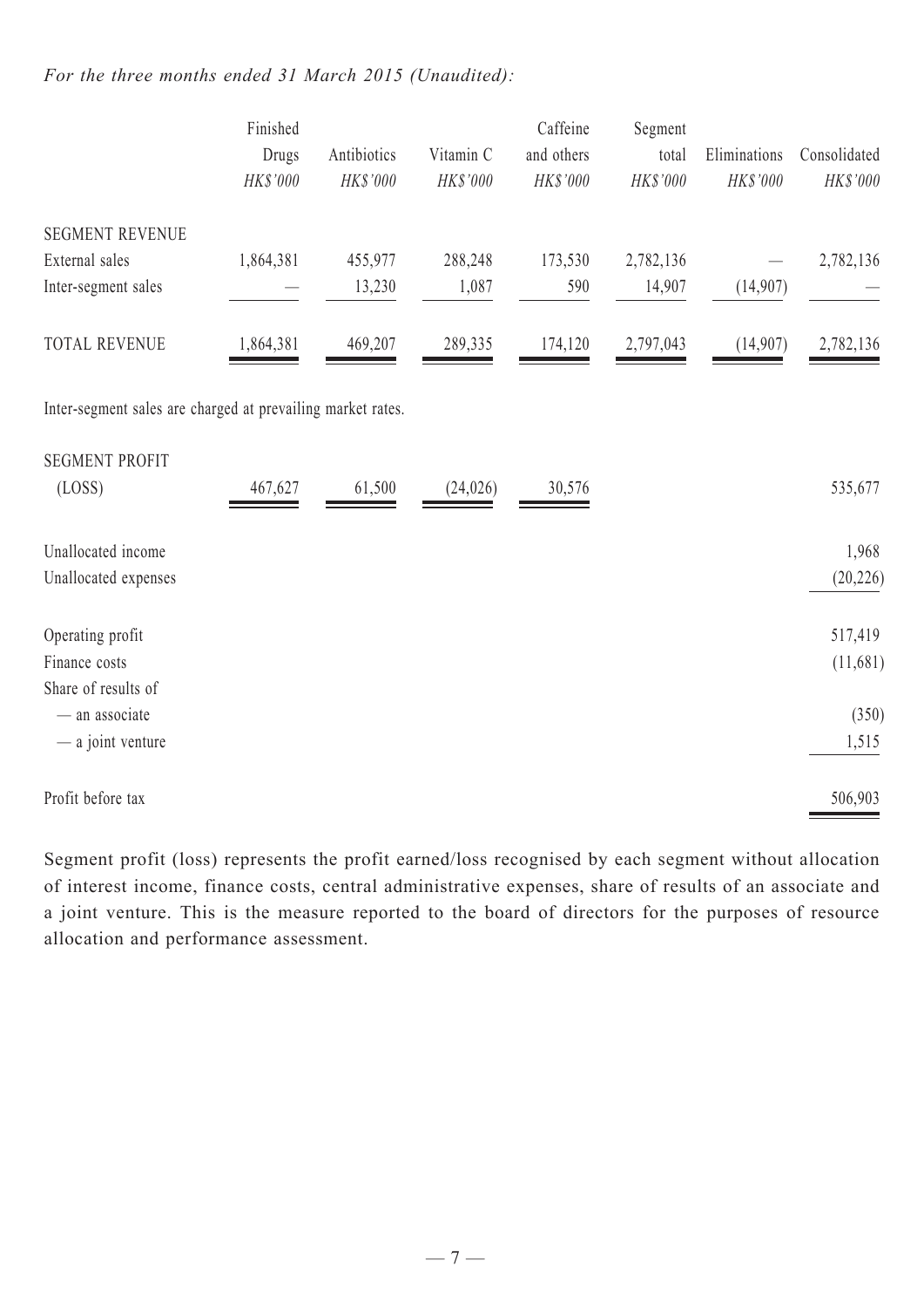*For the three months ended 31 March 2015 (Unaudited):*

| | Finished Drugs *HK$'000* | Antibiotics *HK$'000* | Vitamin C *HK$'000* | Caffeine and others *HK$'000* | Segment total *HK$'000* | Eliminations *HK$'000* | Consolidated *HK$'000* |
|---|---|---|---|---|---|---|---|
| SEGMENT REVENUE | | | | | | | |
| External sales | 1,864,381 | 455,977 | 288,248 | 173,530 | 2,782,136 | — | 2,782,136 |
| Inter-segment sales | — | 13,230 | 1,087 | 590 | 14,907 | (14,907) | — |
| TOTAL REVENUE | 1,864,381 | 469,207 | 289,335 | 174,120 | 2,797,043 | (14,907) | 2,782,136 |

Inter-segment sales are charged at prevailing market rates.

| | Finished Drugs *HK$'000* | Antibiotics *HK$'000* | Vitamin C *HK$'000* | Caffeine and others *HK$'000* | Segment total *HK$'000* | Eliminations *HK$'000* | Consolidated *HK$'000* |
|---|---|---|---|---|---|---|---|
| SEGMENT PROFIT (LOSS) | 467,627 | 61,500 | (24,026) | 30,576 | | | 535,677 |
| Unallocated income | | | | | | | 1,968 |
| Unallocated expenses | | | | | | | (20,226) |
| Operating profit | | | | | | | 517,419 |
| Finance costs | | | | | | | (11,681) |
| Share of results of | | | | | | | |
| — an associate | | | | | | | (350) |
| — a joint venture | | | | | | | 1,515 |
| Profit before tax | | | | | | | 506,903 |

Segment profit (loss) represents the profit earned/loss recognised by each segment without allocation of interest income, finance costs, central administrative expenses, share of results of an associate and a joint venture. This is the measure reported to the board of directors for the purposes of resource allocation and performance assessment.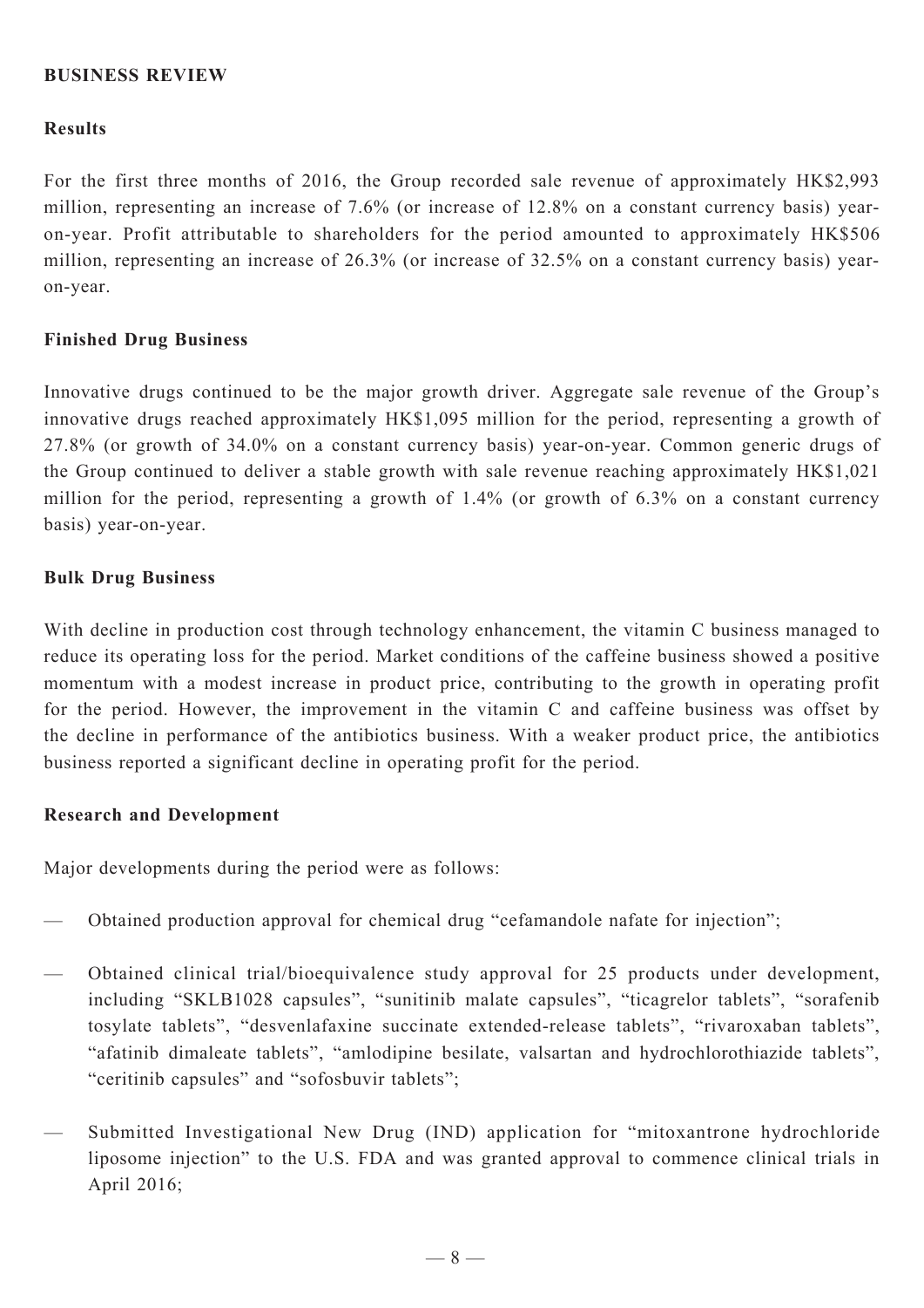## BUSINESS REVIEW

### Results

For the first three months of 2016, the Group recorded sale revenue of approximately HK$2,993 million, representing an increase of 7.6% (or increase of 12.8% on a constant currency basis) year-on-year. Profit attributable to shareholders for the period amounted to approximately HK$506 million, representing an increase of 26.3% (or increase of 32.5% on a constant currency basis) year-on-year.

### Finished Drug Business

Innovative drugs continued to be the major growth driver. Aggregate sale revenue of the Group's innovative drugs reached approximately HK$1,095 million for the period, representing a growth of 27.8% (or growth of 34.0% on a constant currency basis) year-on-year. Common generic drugs of the Group continued to deliver a stable growth with sale revenue reaching approximately HK$1,021 million for the period, representing a growth of 1.4% (or growth of 6.3% on a constant currency basis) year-on-year.

### Bulk Drug Business

With decline in production cost through technology enhancement, the vitamin C business managed to reduce its operating loss for the period. Market conditions of the caffeine business showed a positive momentum with a modest increase in product price, contributing to the growth in operating profit for the period. However, the improvement in the vitamin C and caffeine business was offset by the decline in performance of the antibiotics business. With a weaker product price, the antibiotics business reported a significant decline in operating profit for the period.

### Research and Development

Major developments during the period were as follows:

- Obtained production approval for chemical drug "cefamandole nafate for injection";
- Obtained clinical trial/bioequivalence study approval for 25 products under development, including "SKLB1028 capsules", "sunitinib malate capsules", "ticagrelor tablets", "sorafenib tosylate tablets", "desvenlafaxine succinate extended-release tablets", "rivaroxaban tablets", "afatinib dimaleate tablets", "amlodipine besilate, valsartan and hydrochlorothiazide tablets", "ceritinib capsules" and "sofosbuvir tablets";
- Submitted Investigational New Drug (IND) application for "mitoxantrone hydrochloride liposome injection" to the U.S. FDA and was granted approval to commence clinical trials in April 2016;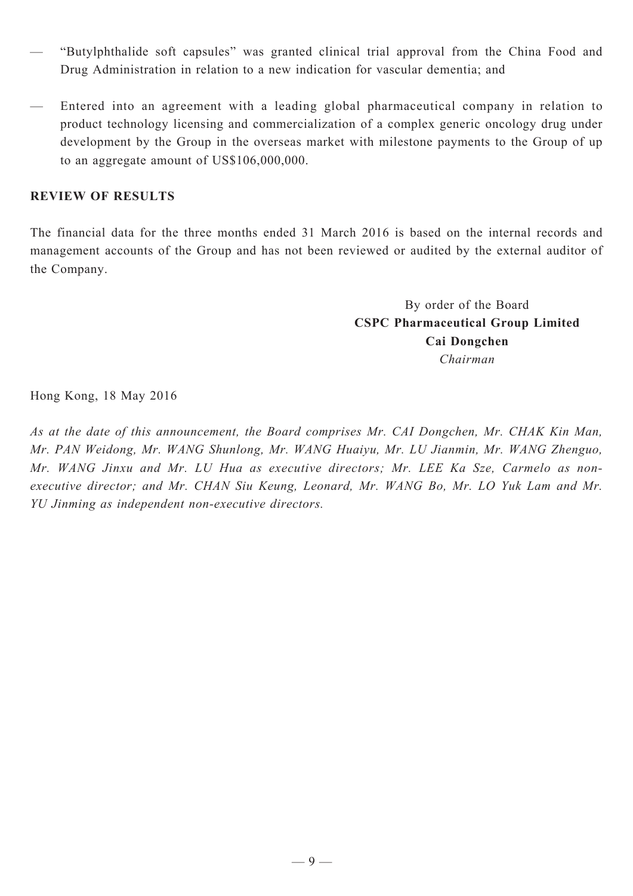- "Butylphthalide soft capsules" was granted clinical trial approval from the China Food and Drug Administration in relation to a new indication for vascular dementia; and
- Entered into an agreement with a leading global pharmaceutical company in relation to product technology licensing and commercialization of a complex generic oncology drug under development by the Group in the overseas market with milestone payments to the Group of up to an aggregate amount of US$106,000,000.

**REVIEW OF RESULTS**

The financial data for the three months ended 31 March 2016 is based on the internal records and management accounts of the Group and has not been reviewed or audited by the external auditor of the Company.

By order of the Board
**CSPC Pharmaceutical Group Limited**
**Cai Dongchen**
*Chairman*

Hong Kong, 18 May 2016

*As at the date of this announcement, the Board comprises Mr. CAI Dongchen, Mr. CHAK Kin Man, Mr. PAN Weidong, Mr. WANG Shunlong, Mr. WANG Huaiyu, Mr. LU Jianmin, Mr. WANG Zhenguo, Mr. WANG Jinxu and Mr. LU Hua as executive directors; Mr. LEE Ka Sze, Carmelo as non-executive director; and Mr. CHAN Siu Keung, Leonard, Mr. WANG Bo, Mr. LO Yuk Lam and Mr. YU Jinming as independent non-executive directors.*